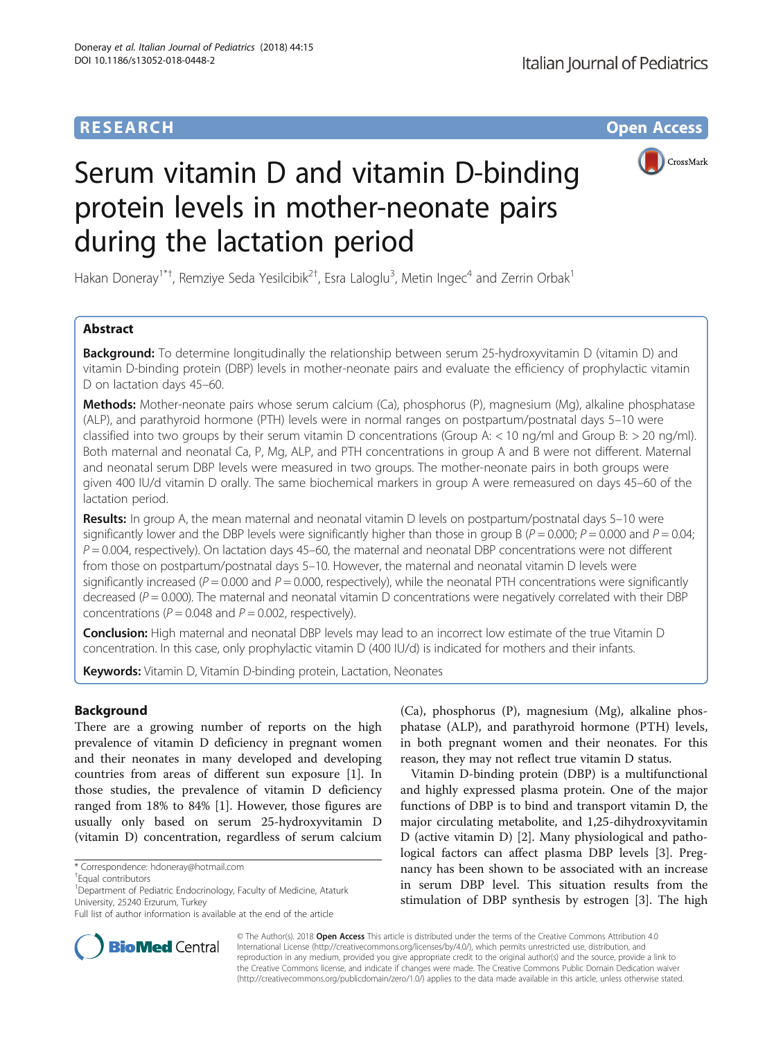RESEARCH | Open Access

# Serum vitamin D and vitamin D-binding protein levels in mother-neonate pairs during the lactation period

Hakan Doneray[1*†], Remziye Seda Yesilcibik[2†], Esra Laloglu[3], Metin Ingec[4] and Zerrin Orbak[1]

## Abstract

**Background:** To determine longitudinally the relationship between serum 25-hydroxyvitamin D (vitamin D) and vitamin D-binding protein (DBP) levels in mother-neonate pairs and evaluate the efficiency of prophylactic vitamin D on lactation days 45–60.

**Methods:** Mother-neonate pairs whose serum calcium (Ca), phosphorus (P), magnesium (Mg), alkaline phosphatase (ALP), and parathyroid hormone (PTH) levels were in normal ranges on postpartum/postnatal days 5–10 were classified into two groups by their serum vitamin D concentrations (Group A: < 10 ng/ml and Group B: > 20 ng/ml). Both maternal and neonatal Ca, P, Mg, ALP, and PTH concentrations in group A and B were not different. Maternal and neonatal serum DBP levels were measured in two groups. The mother-neonate pairs in both groups were given 400 IU/d vitamin D orally. The same biochemical markers in group A were remeasured on days 45–60 of the lactation period.

**Results:** In group A, the mean maternal and neonatal vitamin D levels on postpartum/postnatal days 5–10 were significantly lower and the DBP levels were significantly higher than those in group B ($P = 0.000$; $P = 0.000$ and $P = 0.04$; $P = 0.004$, respectively). On lactation days 45–60, the maternal and neonatal DBP concentrations were not different from those on postpartum/postnatal days 5–10. However, the maternal and neonatal vitamin D levels were significantly increased ($P = 0.000$ and $P = 0.000$, respectively), while the neonatal PTH concentrations were significantly decreased ($P = 0.000$). The maternal and neonatal vitamin D concentrations were negatively correlated with their DBP concentrations ($P = 0.048$ and $P = 0.002$, respectively).

**Conclusion:** High maternal and neonatal DBP levels may lead to an incorrect low estimate of the true Vitamin D concentration. In this case, only prophylactic vitamin D (400 IU/d) is indicated for mothers and their infants.

**Keywords:** Vitamin D, Vitamin D-binding protein, Lactation, Neonates

## Background

There are a growing number of reports on the high prevalence of vitamin D deficiency in pregnant women and their neonates in many developed and developing countries from areas of different sun exposure [1]. In those studies, the prevalence of vitamin D deficiency ranged from 18% to 84% [1]. However, those figures are usually only based on serum 25-hydroxyvitamin D (vitamin D) concentration, regardless of serum calcium (Ca), phosphorus (P), magnesium (Mg), alkaline phosphatase (ALP), and parathyroid hormone (PTH) levels, in both pregnant women and their neonates. For this reason, they may not reflect true vitamin D status.

Vitamin D-binding protein (DBP) is a multifunctional and highly expressed plasma protein. One of the major functions of DBP is to bind and transport vitamin D, the major circulating metabolite, and 1,25-dihydroxyvitamin D (active vitamin D) [2]. Many physiological and pathological factors can affect plasma DBP levels [3]. Pregnancy has been shown to be associated with an increase in serum DBP level. This situation results from the stimulation of DBP synthesis by estrogen [3]. The high

* Correspondence: hdoneray@hotmail.com
† Equal contributors
[1] Department of Pediatric Endocrinology, Faculty of Medicine, Ataturk University, 25240 Erzurum, Turkey
Full list of author information is available at the end of the article

© The Author(s). 2018 **Open Access** This article is distributed under the terms of the Creative Commons Attribution 4.0 International License (http://creativecommons.org/licenses/by/4.0/), which permits unrestricted use, distribution, and reproduction in any medium, provided you give appropriate credit to the original author(s) and the source, provide a link to the Creative Commons license, and indicate if changes were made. The Creative Commons Public Domain Dedication waiver (http://creativecommons.org/publicdomain/zero/1.0/) applies to the data made available in this article, unless otherwise stated.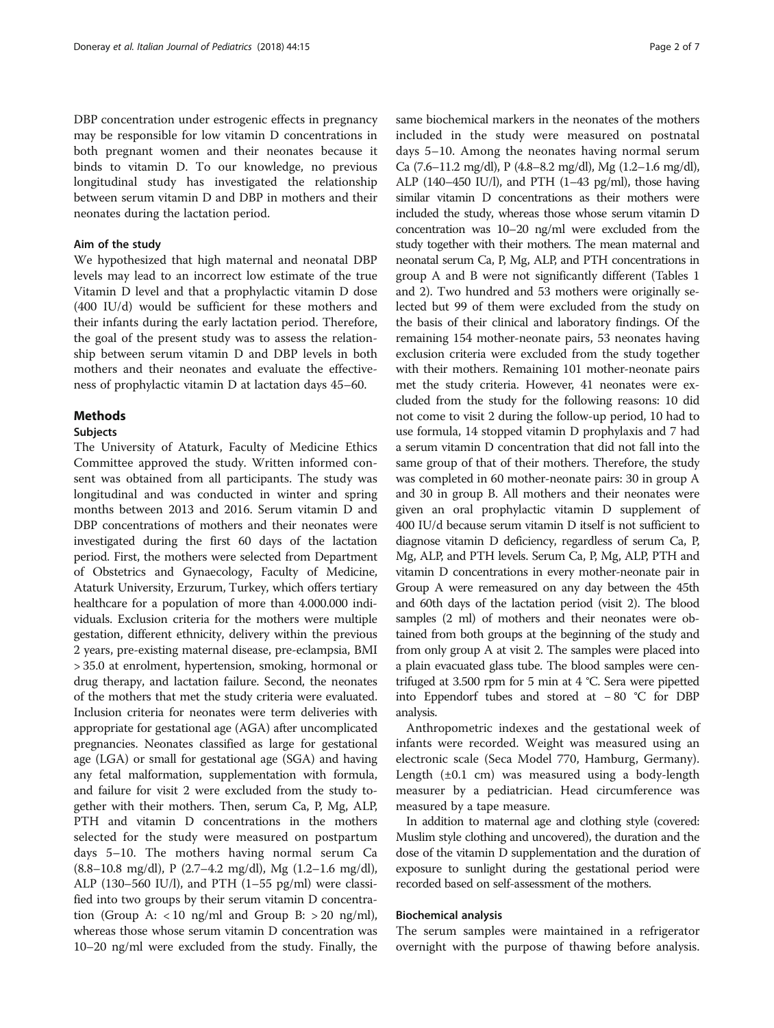DBP concentration under estrogenic effects in pregnancy may be responsible for low vitamin D concentrations in both pregnant women and their neonates because it binds to vitamin D. To our knowledge, no previous longitudinal study has investigated the relationship between serum vitamin D and DBP in mothers and their neonates during the lactation period.

### Aim of the study

We hypothesized that high maternal and neonatal DBP levels may lead to an incorrect low estimate of the true Vitamin D level and that a prophylactic vitamin D dose (400 IU/d) would be sufficient for these mothers and their infants during the early lactation period. Therefore, the goal of the present study was to assess the relationship between serum vitamin D and DBP levels in both mothers and their neonates and evaluate the effectiveness of prophylactic vitamin D at lactation days 45–60.

## Methods

### Subjects

The University of Ataturk, Faculty of Medicine Ethics Committee approved the study. Written informed consent was obtained from all participants. The study was longitudinal and was conducted in winter and spring months between 2013 and 2016. Serum vitamin D and DBP concentrations of mothers and their neonates were investigated during the first 60 days of the lactation period. First, the mothers were selected from Department of Obstetrics and Gynaecology, Faculty of Medicine, Ataturk University, Erzurum, Turkey, which offers tertiary healthcare for a population of more than 4.000.000 individuals. Exclusion criteria for the mothers were multiple gestation, different ethnicity, delivery within the previous 2 years, pre-existing maternal disease, pre-eclampsia, BMI > 35.0 at enrolment, hypertension, smoking, hormonal or drug therapy, and lactation failure. Second, the neonates of the mothers that met the study criteria were evaluated. Inclusion criteria for neonates were term deliveries with appropriate for gestational age (AGA) after uncomplicated pregnancies. Neonates classified as large for gestational age (LGA) or small for gestational age (SGA) and having any fetal malformation, supplementation with formula, and failure for visit 2 were excluded from the study together with their mothers. Then, serum Ca, P, Mg, ALP, PTH and vitamin D concentrations in the mothers selected for the study were measured on postpartum days 5–10. The mothers having normal serum Ca (8.8–10.8 mg/dl), P (2.7–4.2 mg/dl), Mg (1.2–1.6 mg/dl), ALP (130–560 IU/l), and PTH (1–55 pg/ml) were classified into two groups by their serum vitamin D concentration (Group A: < 10 ng/ml and Group B: > 20 ng/ml), whereas those whose serum vitamin D concentration was 10–20 ng/ml were excluded from the study. Finally, the same biochemical markers in the neonates of the mothers included in the study were measured on postnatal days 5–10. Among the neonates having normal serum Ca (7.6–11.2 mg/dl), P (4.8–8.2 mg/dl), Mg (1.2–1.6 mg/dl), ALP (140–450 IU/l), and PTH (1–43 pg/ml), those having similar vitamin D concentrations as their mothers were included the study, whereas those whose serum vitamin D concentration was 10–20 ng/ml were excluded from the study together with their mothers. The mean maternal and neonatal serum Ca, P, Mg, ALP, and PTH concentrations in group A and B were not significantly different (Tables 1 and 2). Two hundred and 53 mothers were originally selected but 99 of them were excluded from the study on the basis of their clinical and laboratory findings. Of the remaining 154 mother-neonate pairs, 53 neonates having exclusion criteria were excluded from the study together with their mothers. Remaining 101 mother-neonate pairs met the study criteria. However, 41 neonates were excluded from the study for the following reasons: 10 did not come to visit 2 during the follow-up period, 10 had to use formula, 14 stopped vitamin D prophylaxis and 7 had a serum vitamin D concentration that did not fall into the same group of that of their mothers. Therefore, the study was completed in 60 mother-neonate pairs: 30 in group A and 30 in group B. All mothers and their neonates were given an oral prophylactic vitamin D supplement of 400 IU/d because serum vitamin D itself is not sufficient to diagnose vitamin D deficiency, regardless of serum Ca, P, Mg, ALP, and PTH levels. Serum Ca, P, Mg, ALP, PTH and vitamin D concentrations in every mother-neonate pair in Group A were remeasured on any day between the 45th and 60th days of the lactation period (visit 2). The blood samples (2 ml) of mothers and their neonates were obtained from both groups at the beginning of the study and from only group A at visit 2. The samples were placed into a plain evacuated glass tube. The blood samples were centrifuged at 3.500 rpm for 5 min at 4 °C. Sera were pipetted into Eppendorf tubes and stored at − 80 °C for DBP analysis.

Anthropometric indexes and the gestational week of infants were recorded. Weight was measured using an electronic scale (Seca Model 770, Hamburg, Germany). Length (±0.1 cm) was measured using a body-length measurer by a pediatrician. Head circumference was measured by a tape measure.

In addition to maternal age and clothing style (covered: Muslim style clothing and uncovered), the duration and the dose of the vitamin D supplementation and the duration of exposure to sunlight during the gestational period were recorded based on self-assessment of the mothers.

### Biochemical analysis

The serum samples were maintained in a refrigerator overnight with the purpose of thawing before analysis.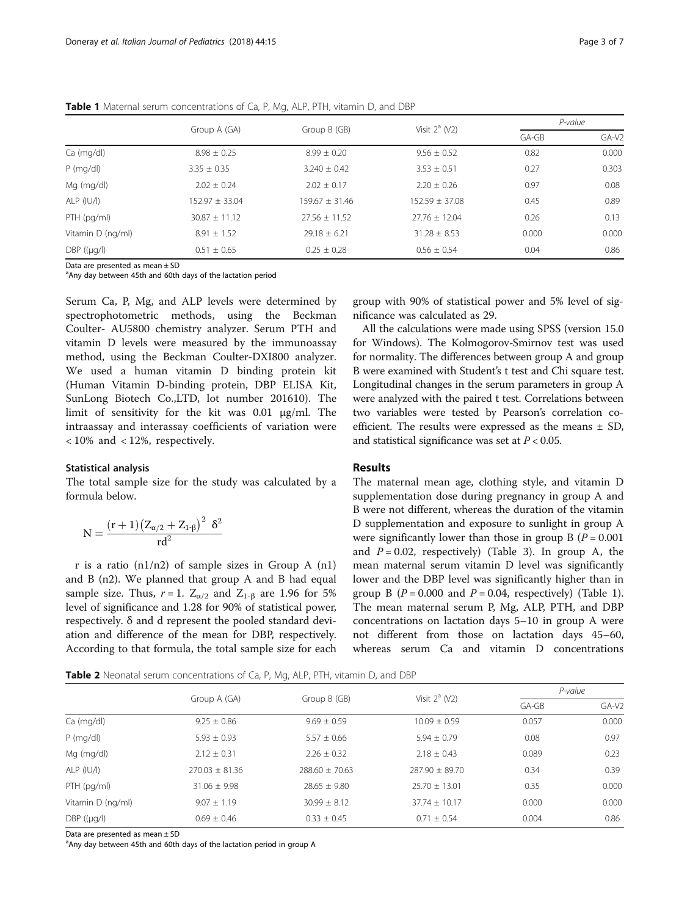**Table 1** Maternal serum concentrations of Ca, P, Mg, ALP, PTH, vitamin D, and DBP

| | Group A (GA) | Group B (GB) | Visit 2[a] (V2) | *P-value* | |
|---|---|---|---|---|---|
| | | | | GA-GB | GA-V2 |
| Ca (mg/dl) | 8.98 ± 0.25 | 8.99 ± 0.20 | 9.56 ± 0.52 | 0.82 | 0.000 |
| P (mg/dl) | 3.35 ± 0.35 | 3.240 ± 0.42 | 3.53 ± 0.51 | 0.27 | 0.303 |
| Mg (mg/dl) | 2.02 ± 0.24 | 2.02 ± 0.17 | 2.20 ± 0.26 | 0.97 | 0.08 |
| ALP (IU/l) | 152.97 ± 33.04 | 159.67 ± 31.46 | 152.59 ± 37.08 | 0.45 | 0.89 |
| PTH (pg/ml) | 30.87 ± 11.12 | 27.56 ± 11.52 | 27.76 ± 12.04 | 0.26 | 0.13 |
| Vitamin D (ng/ml) | 8.91 ± 1.52 | 29.18 ± 6.21 | 31.28 ± 8.53 | 0.000 | 0.000 |
| DBP ((μg/l) | 0.51 ± 0.65 | 0.25 ± 0.28 | 0.56 ± 0.54 | 0.04 | 0.86 |

Data are presented as mean ± SD
[a]Any day between 45th and 60th days of the lactation period

Serum Ca, P, Mg, and ALP levels were determined by spectrophotometric methods, using the Beckman Coulter- AU5800 chemistry analyzer. Serum PTH and vitamin D levels were measured by the immunoassay method, using the Beckman Coulter-DXI800 analyzer. We used a human vitamin D binding protein kit (Human Vitamin D-binding protein, DBP ELISA Kit, SunLong Biotech Co.,LTD, lot number 201610). The limit of sensitivity for the kit was 0.01 μg/ml. The intraassay and interassay coefficients of variation were < 10% and < 12%, respectively.

### Statistical analysis

The total sample size for the study was calculated by a formula below.

$$N = \frac{(r+1)\left(Z_{\alpha/2} + Z_{1\text{-}\beta}\right)^2 \ \delta^2}{rd^2}$$

r is a ratio (n1/n2) of sample sizes in Group A (n1) and B (n2). We planned that group A and B had equal sample size. Thus, $r = 1$. $Z_{\alpha/2}$ and $Z_{1\text{-}\beta}$ are 1.96 for 5% level of significance and 1.28 for 90% of statistical power, respectively. δ and d represent the pooled standard deviation and difference of the mean for DBP, respectively. According to that formula, the total sample size for each group with 90% of statistical power and 5% level of significance was calculated as 29.

All the calculations were made using SPSS (version 15.0 for Windows). The Kolmogorov-Smirnov test was used for normality. The differences between group A and group B were examined with Student's t test and Chi square test. Longitudinal changes in the serum parameters in group A were analyzed with the paired t test. Correlations between two variables were tested by Pearson's correlation coefficient. The results were expressed as the means ± SD, and statistical significance was set at $P < 0.05$.

## Results

The maternal mean age, clothing style, and vitamin D supplementation dose during pregnancy in group A and B were not different, whereas the duration of the vitamin D supplementation and exposure to sunlight in group A were significantly lower than those in group B ($P = 0.001$ and $P = 0.02$, respectively) (Table 3). In group A, the mean maternal serum vitamin D level was significantly lower and the DBP level was significantly higher than in group B ($P = 0.000$ and $P = 0.04$, respectively) (Table 1). The mean maternal serum P, Mg, ALP, PTH, and DBP concentrations on lactation days 5–10 in group A were not different from those on lactation days 45–60, whereas serum Ca and vitamin D concentrations

**Table 2** Neonatal serum concentrations of Ca, P, Mg, ALP, PTH, vitamin D, and DBP

| | Group A (GA) | Group B (GB) | Visit 2[a] (V2) | *P-value* | |
|---|---|---|---|---|---|
| | | | | GA-GB | GA-V2 |
| Ca (mg/dl) | 9.25 ± 0.86 | 9.69 ± 0.59 | 10.09 ± 0.59 | 0.057 | 0.000 |
| P (mg/dl) | 5.93 ± 0.93 | 5.57 ± 0.66 | 5.94 ± 0.79 | 0.08 | 0.97 |
| Mg (mg/dl) | 2.12 ± 0.31 | 2.26 ± 0.32 | 2.18 ± 0.43 | 0.089 | 0.23 |
| ALP (IU/l) | 270.03 ± 81.36 | 288.60 ± 70.63 | 287.90 ± 89.70 | 0.34 | 0.39 |
| PTH (pg/ml) | 31.06 ± 9.98 | 28.65 ± 9.80 | 25.70 ± 13.01 | 0.35 | 0.000 |
| Vitamin D (ng/ml) | 9.07 ± 1.19 | 30.99 ± 8.12 | 37.74 ± 10.17 | 0.000 | 0.000 |
| DBP ((μg/l) | 0.69 ± 0.46 | 0.33 ± 0.45 | 0.71 ± 0.54 | 0.004 | 0.86 |

Data are presented as mean ± SD
[a]Any day between 45th and 60th days of the lactation period in group A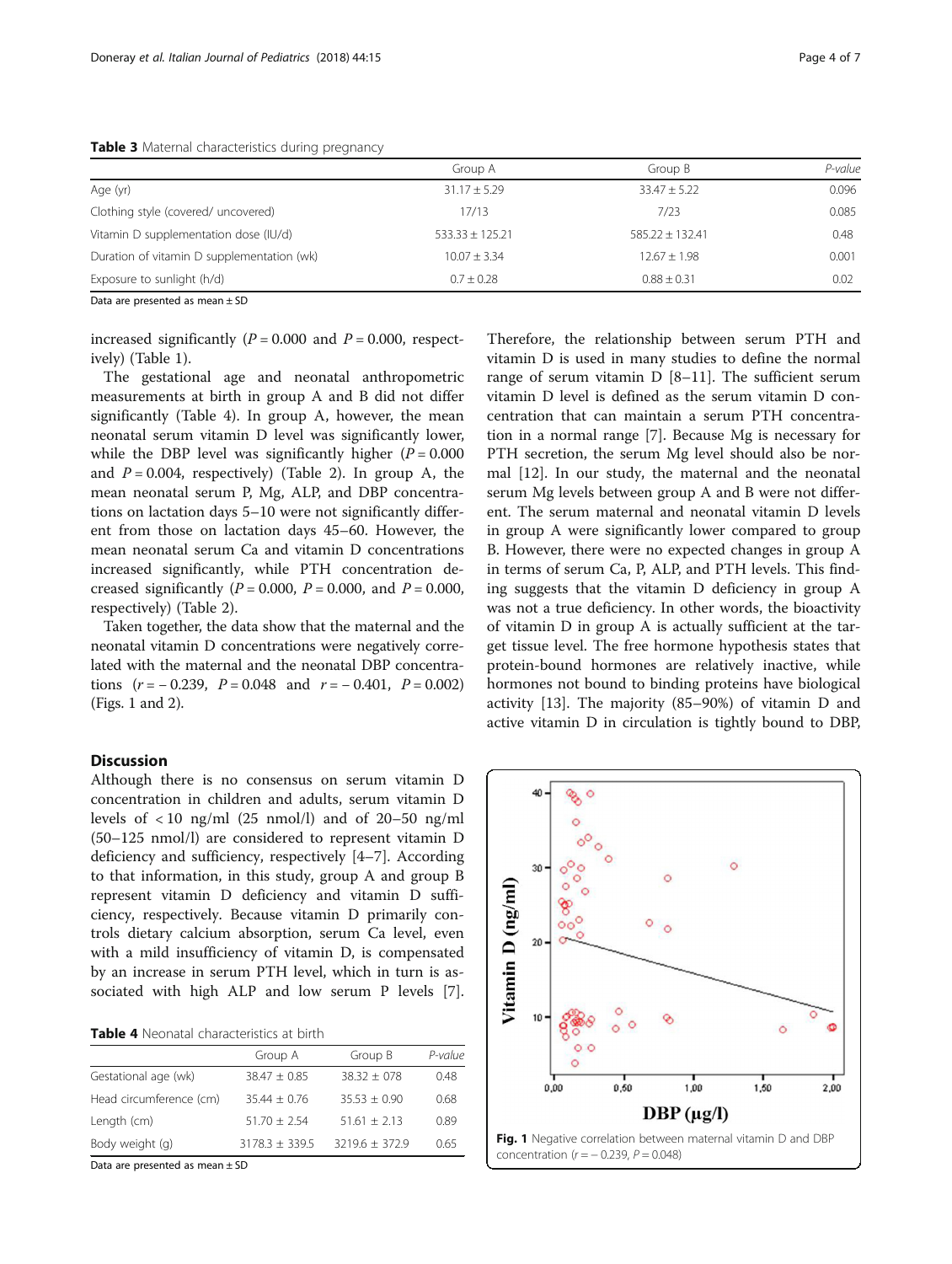**Table 3** Maternal characteristics during pregnancy

| | Group A | Group B | *P-value* |
|---|---|---|---|
| Age (yr) | 31.17 ± 5.29 | 33.47 ± 5.22 | 0.096 |
| Clothing style (covered/ uncovered) | 17/13 | 7/23 | 0.085 |
| Vitamin D supplementation dose (IU/d) | 533.33 ± 125.21 | 585.22 ± 132.41 | 0.48 |
| Duration of vitamin D supplementation (wk) | 10.07 ± 3.34 | 12.67 ± 1.98 | 0.001 |
| Exposure to sunlight (h/d) | 0.7 ± 0.28 | 0.88 ± 0.31 | 0.02 |

Data are presented as mean ± SD

increased significantly ($P = 0.000$ and $P = 0.000$, respectively) (Table 1).

The gestational age and neonatal anthropometric measurements at birth in group A and B did not differ significantly (Table 4). In group A, however, the mean neonatal serum vitamin D level was significantly lower, while the DBP level was significantly higher ($P = 0.000$ and $P = 0.004$, respectively) (Table 2). In group A, the mean neonatal serum P, Mg, ALP, and DBP concentrations on lactation days 5–10 were not significantly different from those on lactation days 45–60. However, the mean neonatal serum Ca and vitamin D concentrations increased significantly, while PTH concentration decreased significantly ($P = 0.000$, $P = 0.000$, and $P = 0.000$, respectively) (Table 2).

Taken together, the data show that the maternal and the neonatal vitamin D concentrations were negatively correlated with the maternal and the neonatal DBP concentrations ($r = -0.239$, $P = 0.048$ and $r = -0.401$, $P = 0.002$) (Figs. 1 and 2).

## Discussion

Although there is no consensus on serum vitamin D concentration in children and adults, serum vitamin D levels of < 10 ng/ml (25 nmol/l) and of 20–50 ng/ml (50–125 nmol/l) are considered to represent vitamin D deficiency and sufficiency, respectively [4–7]. According to that information, in this study, group A and group B represent vitamin D deficiency and vitamin D sufficiency, respectively. Because vitamin D primarily controls dietary calcium absorption, serum Ca level, even with a mild insufficiency of vitamin D, is compensated by an increase in serum PTH level, which in turn is associated with high ALP and low serum P levels [7].

**Table 4** Neonatal characteristics at birth

| | Group A | Group B | *P-value* |
|---|---|---|---|
| Gestational age (wk) | 38.47 ± 0.85 | 38.32 ± 078 | 0.48 |
| Head circumference (cm) | 35.44 ± 0.76 | 35.53 ± 0.90 | 0.68 |
| Length (cm) | 51.70 ± 2.54 | 51.61 ± 2.13 | 0.89 |
| Body weight (g) | 3178.3 ± 339.5 | 3219.6 ± 372.9 | 0.65 |

Data are presented as mean ± SD

Therefore, the relationship between serum PTH and vitamin D is used in many studies to define the normal range of serum vitamin D [8–11]. The sufficient serum vitamin D level is defined as the serum vitamin D concentration that can maintain a serum PTH concentration in a normal range [7]. Because Mg is necessary for PTH secretion, the serum Mg level should also be normal [12]. In our study, the maternal and the neonatal serum Mg levels between group A and B were not different. The serum maternal and neonatal vitamin D levels in group A were significantly lower compared to group B. However, there were no expected changes in group A in terms of serum Ca, P, ALP, and PTH levels. This finding suggests that the vitamin D deficiency in group A was not a true deficiency. In other words, the bioactivity of vitamin D in group A is actually sufficient at the target tissue level. The free hormone hypothesis states that protein-bound hormones are relatively inactive, while hormones not bound to binding proteins have biological activity [13]. The majority (85–90%) of vitamin D and active vitamin D in circulation is tightly bound to DBP,

**Fig. 1** Negative correlation between maternal vitamin D and DBP concentration ($r = -0.239$, $P = 0.048$)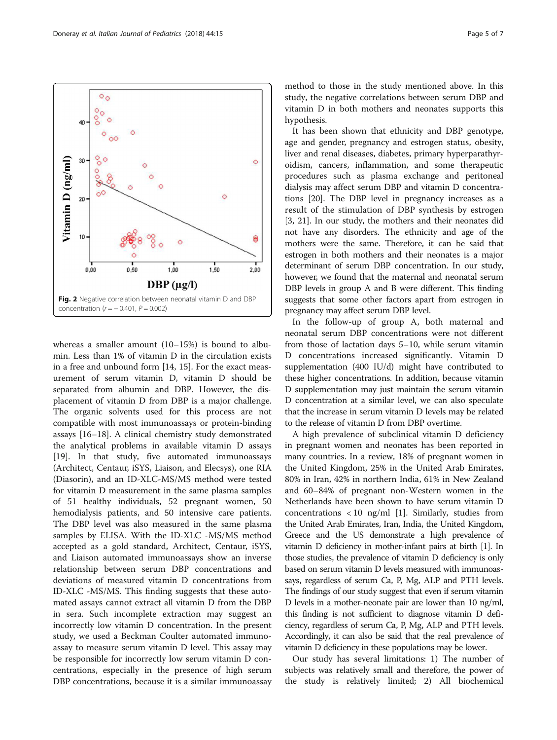Vitamin D (ng/ml)

40
30
20
10

0,00
0,50
1,00
1,50
2,00

DBP (μg/l)

**Fig. 2** Negative correlation between neonatal vitamin D and DBP concentration ($r = -0.401$, $P = 0.002$)

whereas a smaller amount (10–15%) is bound to albumin. Less than 1% of vitamin D in the circulation exists in a free and unbound form [14, 15]. For the exact measurement of serum vitamin D, vitamin D should be separated from albumin and DBP. However, the displacement of vitamin D from DBP is a major challenge. The organic solvents used for this process are not compatible with most immunoassays or protein-binding assays [16–18]. A clinical chemistry study demonstrated the analytical problems in available vitamin D assays [19]. In that study, five automated immunoassays (Architect, Centaur, iSYS, Liaison, and Elecsys), one RIA (Diasorin), and an ID-XLC-MS/MS method were tested for vitamin D measurement in the same plasma samples of 51 healthy individuals, 52 pregnant women, 50 hemodialysis patients, and 50 intensive care patients. The DBP level was also measured in the same plasma samples by ELISA. With the ID-XLC -MS/MS method accepted as a gold standard, Architect, Centaur, iSYS, and Liaison automated immunoassays show an inverse relationship between serum DBP concentrations and deviations of measured vitamin D concentrations from ID-XLC -MS/MS. This finding suggests that these automated assays cannot extract all vitamin D from the DBP in sera. Such incomplete extraction may suggest an incorrectly low vitamin D concentration. In the present study, we used a Beckman Coulter automated immunoassay to measure serum vitamin D level. This assay may be responsible for incorrectly low serum vitamin D concentrations, especially in the presence of high serum DBP concentrations, because it is a similar immunoassay method to those in the study mentioned above. In this study, the negative correlations between serum DBP and vitamin D in both mothers and neonates supports this hypothesis.

It has been shown that ethnicity and DBP genotype, age and gender, pregnancy and estrogen status, obesity, liver and renal diseases, diabetes, primary hyperparathyroidism, cancers, inflammation, and some therapeutic procedures such as plasma exchange and peritoneal dialysis may affect serum DBP and vitamin D concentrations [20]. The DBP level in pregnancy increases as a result of the stimulation of DBP synthesis by estrogen [3, 21]. In our study, the mothers and their neonates did not have any disorders. The ethnicity and age of the mothers were the same. Therefore, it can be said that estrogen in both mothers and their neonates is a major determinant of serum DBP concentration. In our study, however, we found that the maternal and neonatal serum DBP levels in group A and B were different. This finding suggests that some other factors apart from estrogen in pregnancy may affect serum DBP level.

In the follow-up of group A, both maternal and neonatal serum DBP concentrations were not different from those of lactation days 5–10, while serum vitamin D concentrations increased significantly. Vitamin D supplementation (400 IU/d) might have contributed to these higher concentrations. In addition, because vitamin D supplementation may just maintain the serum vitamin D concentration at a similar level, we can also speculate that the increase in serum vitamin D levels may be related to the release of vitamin D from DBP overtime.

A high prevalence of subclinical vitamin D deficiency in pregnant women and neonates has been reported in many countries. In a review, 18% of pregnant women in the United Kingdom, 25% in the United Arab Emirates, 80% in Iran, 42% in northern India, 61% in New Zealand and 60–84% of pregnant non-Western women in the Netherlands have been shown to have serum vitamin D concentrations < 10 ng/ml [1]. Similarly, studies from the United Arab Emirates, Iran, India, the United Kingdom, Greece and the US demonstrate a high prevalence of vitamin D deficiency in mother-infant pairs at birth [1]. In those studies, the prevalence of vitamin D deficiency is only based on serum vitamin D levels measured with immunoassays, regardless of serum Ca, P, Mg, ALP and PTH levels. The findings of our study suggest that even if serum vitamin D levels in a mother-neonate pair are lower than 10 ng/ml, this finding is not sufficient to diagnose vitamin D deficiency, regardless of serum Ca, P, Mg, ALP and PTH levels. Accordingly, it can also be said that the real prevalence of vitamin D deficiency in these populations may be lower.

Our study has several limitations: 1) The number of subjects was relatively small and therefore, the power of the study is relatively limited; 2) All biochemical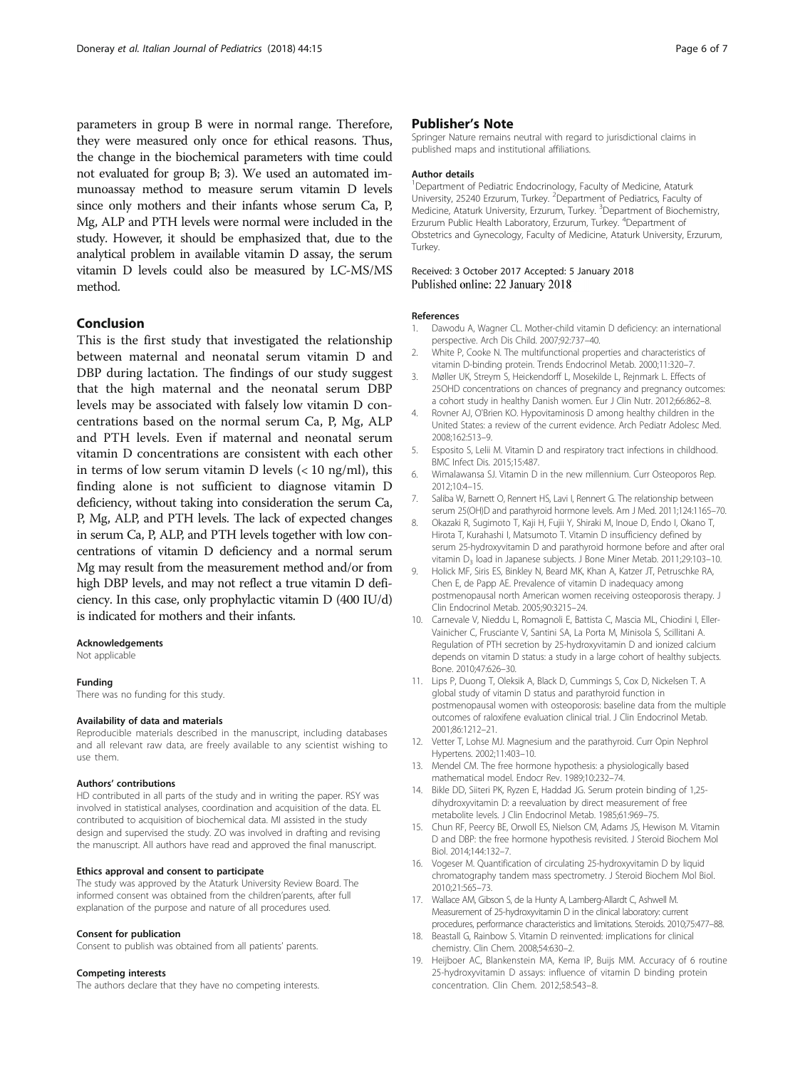parameters in group B were in normal range. Therefore, they were measured only once for ethical reasons. Thus, the change in the biochemical parameters with time could not evaluated for group B; 3). We used an automated immunoassay method to measure serum vitamin D levels since only mothers and their infants whose serum Ca, P, Mg, ALP and PTH levels were normal were included in the study. However, it should be emphasized that, due to the analytical problem in available vitamin D assay, the serum vitamin D levels could also be measured by LC-MS/MS method.

## Conclusion

This is the first study that investigated the relationship between maternal and neonatal serum vitamin D and DBP during lactation. The findings of our study suggest that the high maternal and the neonatal serum DBP levels may be associated with falsely low vitamin D concentrations based on the normal serum Ca, P, Mg, ALP and PTH levels. Even if maternal and neonatal serum vitamin D concentrations are consistent with each other in terms of low serum vitamin D levels (< 10 ng/ml), this finding alone is not sufficient to diagnose vitamin D deficiency, without taking into consideration the serum Ca, P, Mg, ALP, and PTH levels. The lack of expected changes in serum Ca, P, ALP, and PTH levels together with low concentrations of vitamin D deficiency and a normal serum Mg may result from the measurement method and/or from high DBP levels, and may not reflect a true vitamin D deficiency. In this case, only prophylactic vitamin D (400 IU/d) is indicated for mothers and their infants.

#### Acknowledgements

Not applicable

#### Funding

There was no funding for this study.

#### Availability of data and materials

Reproducible materials described in the manuscript, including databases and all relevant raw data, are freely available to any scientist wishing to use them.

#### Authors' contributions

HD contributed in all parts of the study and in writing the paper. RSY was involved in statistical analyses, coordination and acquisition of the data. EL contributed to acquisition of biochemical data. MI assisted in the study design and supervised the study. ZO was involved in drafting and revising the manuscript. All authors have read and approved the final manuscript.

#### Ethics approval and consent to participate

The study was approved by the Ataturk University Review Board. The informed consent was obtained from the children'parents, after full explanation of the purpose and nature of all procedures used.

#### Consent for publication

Consent to publish was obtained from all patients' parents.

#### Competing interests

The authors declare that they have no competing interests.

## Publisher's Note

Springer Nature remains neutral with regard to jurisdictional claims in published maps and institutional affiliations.

#### Author details

[1]Department of Pediatric Endocrinology, Faculty of Medicine, Ataturk University, 25240 Erzurum, Turkey. [2]Department of Pediatrics, Faculty of Medicine, Ataturk University, Erzurum, Turkey. [3]Department of Biochemistry, Erzurum Public Health Laboratory, Erzurum, Turkey. [4]Department of Obstetrics and Gynecology, Faculty of Medicine, Ataturk University, Erzurum, Turkey.

Received: 3 October 2017 Accepted: 5 January 2018
Published online: 22 January 2018

#### References

1. Dawodu A, Wagner CL. Mother-child vitamin D deficiency: an international perspective. Arch Dis Child. 2007;92:737–40.
2. White P, Cooke N. The multifunctional properties and characteristics of vitamin D-binding protein. Trends Endocrinol Metab. 2000;11:320–7.
3. Møller UK, Streym S, Heickendorff L, Mosekilde L, Rejnmark L. Effects of 25OHD concentrations on chances of pregnancy and pregnancy outcomes: a cohort study in healthy Danish women. Eur J Clin Nutr. 2012;66:862–8.
4. Rovner AJ, O'Brien KO. Hypovitaminosis D among healthy children in the United States: a review of the current evidence. Arch Pediatr Adolesc Med. 2008;162:513–9.
5. Esposito S, Lelii M. Vitamin D and respiratory tract infections in childhood. BMC Infect Dis. 2015;15:487.
6. Wimalawansa SJ. Vitamin D in the new millennium. Curr Osteoporos Rep. 2012;10:4–15.
7. Saliba W, Barnett O, Rennert HS, Lavi I, Rennert G. The relationship between serum 25(OH)D and parathyroid hormone levels. Am J Med. 2011;124:1165–70.
8. Okazaki R, Sugimoto T, Kaji H, Fujii Y, Shiraki M, Inoue D, Endo I, Okano T, Hirota T, Kurahashi I, Matsumoto T. Vitamin D insufficiency defined by serum 25-hydroxyvitamin D and parathyroid hormone before and after oral vitamin $D_3$ load in Japanese subjects. J Bone Miner Metab. 2011;29:103–10.
9. Holick MF, Siris ES, Binkley N, Beard MK, Khan A, Katzer JT, Petruschke RA, Chen E, de Papp AE. Prevalence of vitamin D inadequacy among postmenopausal north American women receiving osteoporosis therapy. J Clin Endocrinol Metab. 2005;90:3215–24.
10. Carnevale V, Nieddu L, Romagnoli E, Battista C, Mascia ML, Chiodini I, Eller-Vainicher C, Frusciante V, Santini SA, La Porta M, Minisola S, Scillitani A. Regulation of PTH secretion by 25-hydroxyvitamin D and ionized calcium depends on vitamin D status: a study in a large cohort of healthy subjects. Bone. 2010;47:626–30.
11. Lips P, Duong T, Oleksik A, Black D, Cummings S, Cox D, Nickelsen T. A global study of vitamin D status and parathyroid function in postmenopausal women with osteoporosis: baseline data from the multiple outcomes of raloxifene evaluation clinical trial. J Clin Endocrinol Metab. 2001;86:1212–21.
12. Vetter T, Lohse MJ. Magnesium and the parathyroid. Curr Opin Nephrol Hypertens. 2002;11:403–10.
13. Mendel CM. The free hormone hypothesis: a physiologically based mathematical model. Endocr Rev. 1989;10:232–74.
14. Bikle DD, Siiteri PK, Ryzen E, Haddad JG. Serum protein binding of 1,25-dihydroxyvitamin D: a reevaluation by direct measurement of free metabolite levels. J Clin Endocrinol Metab. 1985;61:969–75.
15. Chun RF, Peercy BE, Orwoll ES, Nielson CM, Adams JS, Hewison M. Vitamin D and DBP: the free hormone hypothesis revisited. J Steroid Biochem Mol Biol. 2014;144:132–7.
16. Vogeser M. Quantification of circulating 25-hydroxyvitamin D by liquid chromatography tandem mass spectrometry. J Steroid Biochem Mol Biol. 2010;21:565–73.
17. Wallace AM, Gibson S, de la Hunty A, Lamberg-Allardt C, Ashwell M. Measurement of 25-hydroxyvitamin D in the clinical laboratory: current procedures, performance characteristics and limitations. Steroids. 2010;75:477–88.
18. Beastall G, Rainbow S. Vitamin D reinvented: implications for clinical chemistry. Clin Chem. 2008;54:630–2.
19. Heijboer AC, Blankenstein MA, Kema IP, Buijs MM. Accuracy of 6 routine 25-hydroxyvitamin D assays: influence of vitamin D binding protein concentration. Clin Chem. 2012;58:543–8.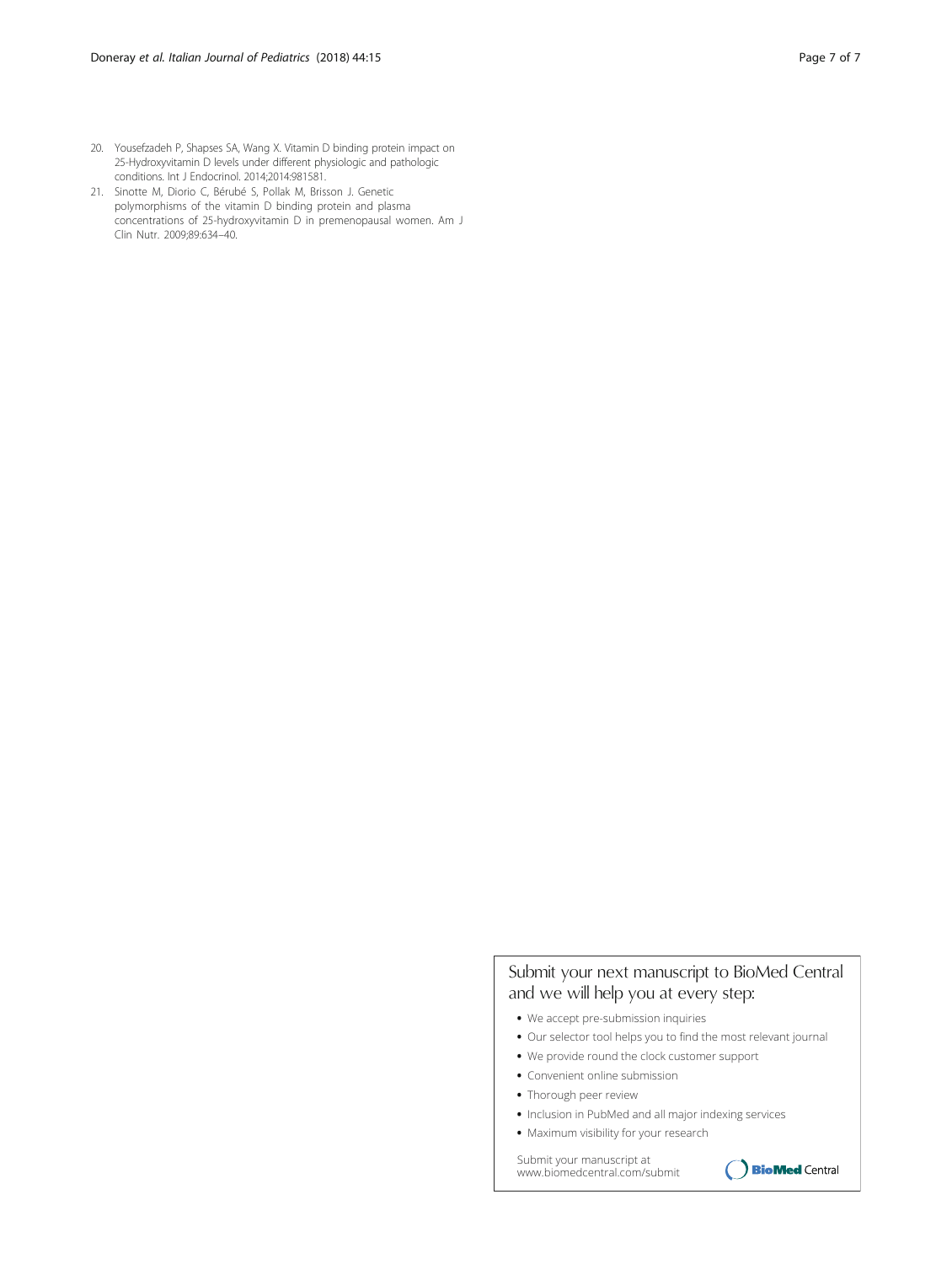20. Yousefzadeh P, Shapses SA, Wang X. Vitamin D binding protein impact on 25-Hydroxyvitamin D levels under different physiologic and pathologic conditions. Int J Endocrinol. 2014;2014:981581.
21. Sinotte M, Diorio C, Bérubé S, Pollak M, Brisson J. Genetic polymorphisms of the vitamin D binding protein and plasma concentrations of 25-hydroxyvitamin D in premenopausal women. Am J Clin Nutr. 2009;89:634–40.

Submit your next manuscript to BioMed Central and we will help you at every step:

- We accept pre-submission inquiries
- Our selector tool helps you to find the most relevant journal
- We provide round the clock customer support
- Convenient online submission
- Thorough peer review
- Inclusion in PubMed and all major indexing services
- Maximum visibility for your research

Submit your manuscript at
www.biomedcentral.com/submit

BioMed Central